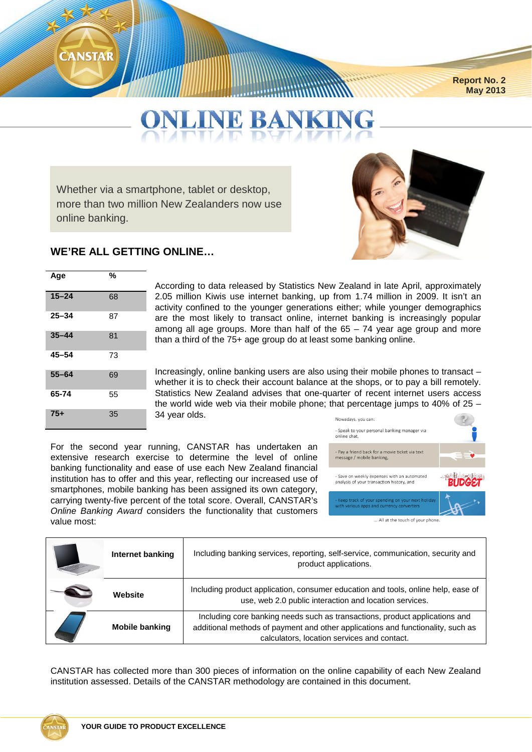Report No. 2
May 2013

# ONLINE BANKING

Whether via a smartphone, tablet or desktop, more than two million New Zealanders now use online banking.

## WE'RE ALL GETTING ONLINE…

| Age | % |
|---|---|
| 15–24 | 68 |
| 25–34 | 87 |
| 35–44 | 81 |
| 45–54 | 73 |
| 55–64 | 69 |
| 65-74 | 55 |
| 75+ | 35 |

According to data released by Statistics New Zealand in late April, approximately 2.05 million Kiwis use internet banking, up from 1.74 million in 2009. It isn't an activity confined to the younger generations either; while younger demographics are the most likely to transact online, internet banking is increasingly popular among all age groups. More than half of the 65 – 74 year age group and more than a third of the 75+ age group do at least some banking online.

Increasingly, online banking users are also using their mobile phones to transact – whether it is to check their account balance at the shops, or to pay a bill remotely. Statistics New Zealand advises that one-quarter of recent internet users access the world wide web via their mobile phone; that percentage jumps to 40% of 25 – 34 year olds.

Nowadays, you can:

- Speak to your personal banking manager via online chat,
- Pay a friend back for a movie ticket via text message / mobile banking,
- Save on weekly expenses with an automated analysis of your transaction history, and
- Keep track of your spending on your next holiday with various apps and currency converters

… All at the touch of your phone.

For the second year running, CANSTAR has undertaken an extensive research exercise to determine the level of online banking functionality and ease of use each New Zealand financial institution has to offer and this year, reflecting our increased use of smartphones, mobile banking has been assigned its own category, carrying twenty-five percent of the total score. Overall, CANSTAR's *Online Banking Award* considers the functionality that customers value most:

| Category | Description |
|---|---|
| **Internet banking** | Including banking services, reporting, self-service, communication, security and product applications. |
| **Website** | Including product application, consumer education and tools, online help, ease of use, web 2.0 public interaction and location services. |
| **Mobile banking** | Including core banking needs such as transactions, product applications and additional methods of payment and other applications and functionality, such as calculators, location services and contact. |

CANSTAR has collected more than 300 pieces of information on the online capability of each New Zealand institution assessed. Details of the CANSTAR methodology are contained in this document.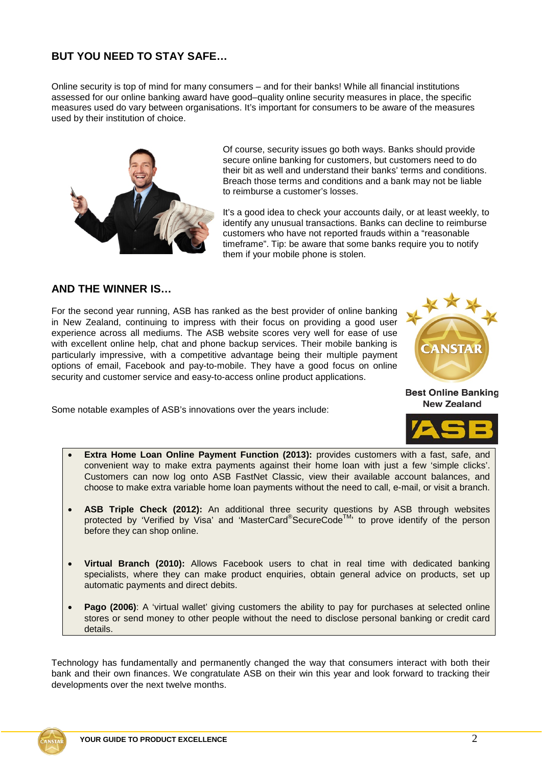## BUT YOU NEED TO STAY SAFE…

Online security is top of mind for many consumers – and for their banks! While all financial institutions assessed for our online banking award have good–quality online security measures in place, the specific measures used do vary between organisations. It's important for consumers to be aware of the measures used by their institution of choice.

Of course, security issues go both ways. Banks should provide secure online banking for customers, but customers need to do their bit as well and understand their banks' terms and conditions. Breach those terms and conditions and a bank may not be liable to reimburse a customer's losses.

It's a good idea to check your accounts daily, or at least weekly, to identify any unusual transactions. Banks can decline to reimburse customers who have not reported frauds within a "reasonable timeframe". Tip: be aware that some banks require you to notify them if your mobile phone is stolen.

## AND THE WINNER IS…

For the second year running, ASB has ranked as the best provider of online banking in New Zealand, continuing to impress with their focus on providing a good user experience across all mediums. The ASB website scores very well for ease of use with excellent online help, chat and phone backup services. Their mobile banking is particularly impressive, with a competitive advantage being their multiple payment options of email, Facebook and pay-to-mobile. They have a good focus on online security and customer service and easy-to-access online product applications.

Best Online Banking
New Zealand

Some notable examples of ASB's innovations over the years include:

- **Extra Home Loan Online Payment Function (2013):** provides customers with a fast, safe, and convenient way to make extra payments against their home loan with just a few 'simple clicks'. Customers can now log onto ASB FastNet Classic, view their available account balances, and choose to make extra variable home loan payments without the need to call, e-mail, or visit a branch.
- **ASB Triple Check (2012):** An additional three security questions by ASB through websites protected by 'Verified by Visa' and 'MasterCard® SecureCode™' to prove identify of the person before they can shop online.
- **Virtual Branch (2010):** Allows Facebook users to chat in real time with dedicated banking specialists, where they can make product enquiries, obtain general advice on products, set up automatic payments and direct debits.
- **Pago (2006)**: A 'virtual wallet' giving customers the ability to pay for purchases at selected online stores or send money to other people without the need to disclose personal banking or credit card details.

Technology has fundamentally and permanently changed the way that consumers interact with both their bank and their own finances. We congratulate ASB on their win this year and look forward to tracking their developments over the next twelve months.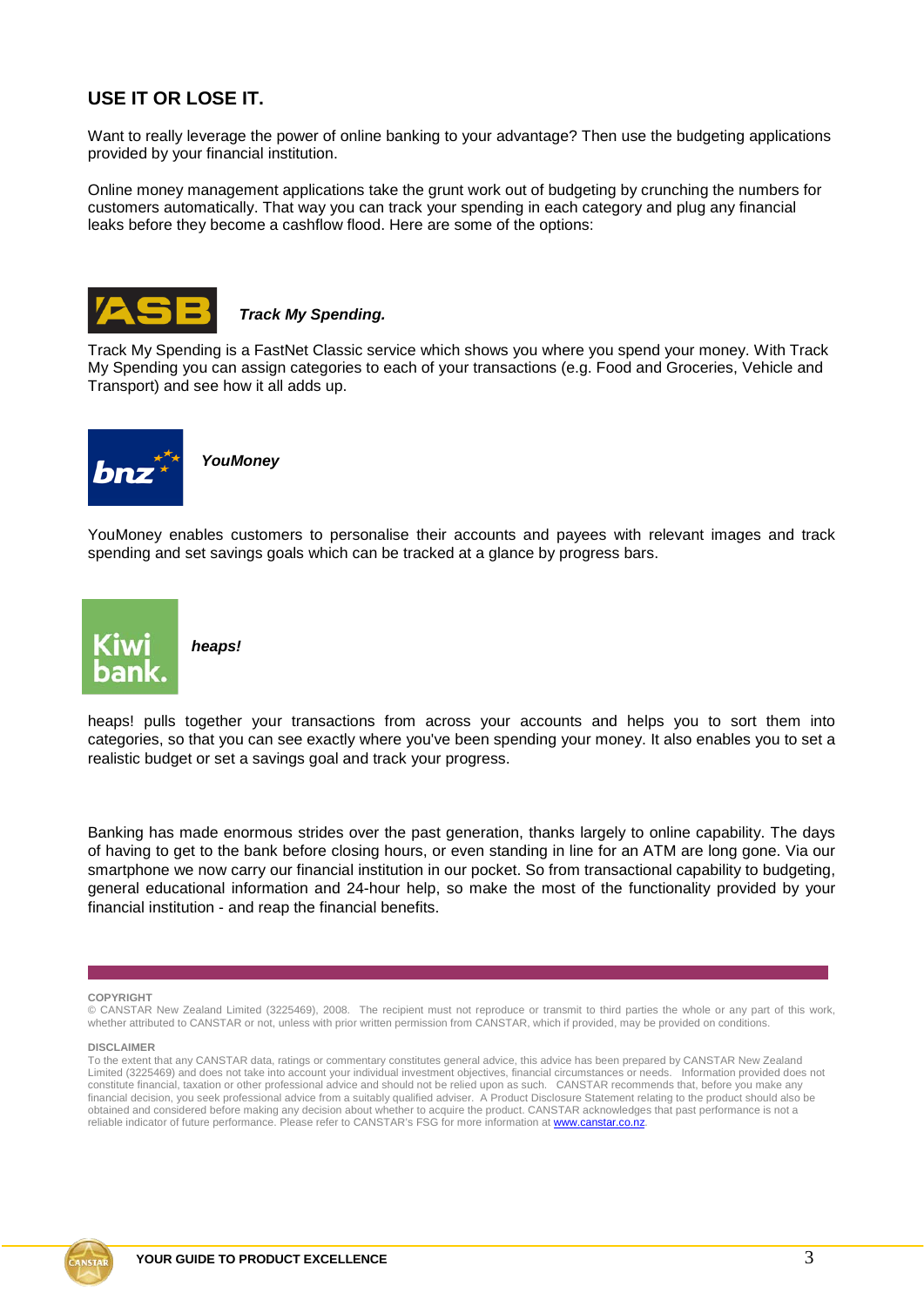## USE IT OR LOSE IT.

Want to really leverage the power of online banking to your advantage? Then use the budgeting applications provided by your financial institution.

Online money management applications take the grunt work out of budgeting by crunching the numbers for customers automatically. That way you can track your spending in each category and plug any financial leaks before they become a cashflow flood. Here are some of the options:

**ASB** ***Track My Spending.***

Track My Spending is a FastNet Classic service which shows you where you spend your money. With Track My Spending you can assign categories to each of your transactions (e.g. Food and Groceries, Vehicle and Transport) and see how it all adds up.

**bnz** ***YouMoney***

YouMoney enables customers to personalise their accounts and payees with relevant images and track spending and set savings goals which can be tracked at a glance by progress bars.

**Kiwi bank.** ***heaps!***

heaps! pulls together your transactions from across your accounts and helps you to sort them into categories, so that you can see exactly where you've been spending your money. It also enables you to set a realistic budget or set a savings goal and track your progress.

Banking has made enormous strides over the past generation, thanks largely to online capability. The days of having to get to the bank before closing hours, or even standing in line for an ATM are long gone. Via our smartphone we now carry our financial institution in our pocket. So from transactional capability to budgeting, general educational information and 24-hour help, so make the most of the functionality provided by your financial institution - and reap the financial benefits.

**COPYRIGHT**

© CANSTAR New Zealand Limited (3225469), 2008. The recipient must not reproduce or transmit to third parties the whole or any part of this work, whether attributed to CANSTAR or not, unless with prior written permission from CANSTAR, which if provided, may be provided on conditions.

**DISCLAIMER**

To the extent that any CANSTAR data, ratings or commentary constitutes general advice, this advice has been prepared by CANSTAR New Zealand Limited (3225469) and does not take into account your individual investment objectives, financial circumstances or needs. Information provided does not constitute financial, taxation or other professional advice and should not be relied upon as such. CANSTAR recommends that, before you make any financial decision, you seek professional advice from a suitably qualified adviser. A Product Disclosure Statement relating to the product should also be obtained and considered before making any decision about whether to acquire the product. CANSTAR acknowledges that past performance is not a reliable indicator of future performance. Please refer to CANSTAR's FSG for more information at [www.canstar.co.nz](http://www.canstar.co.nz).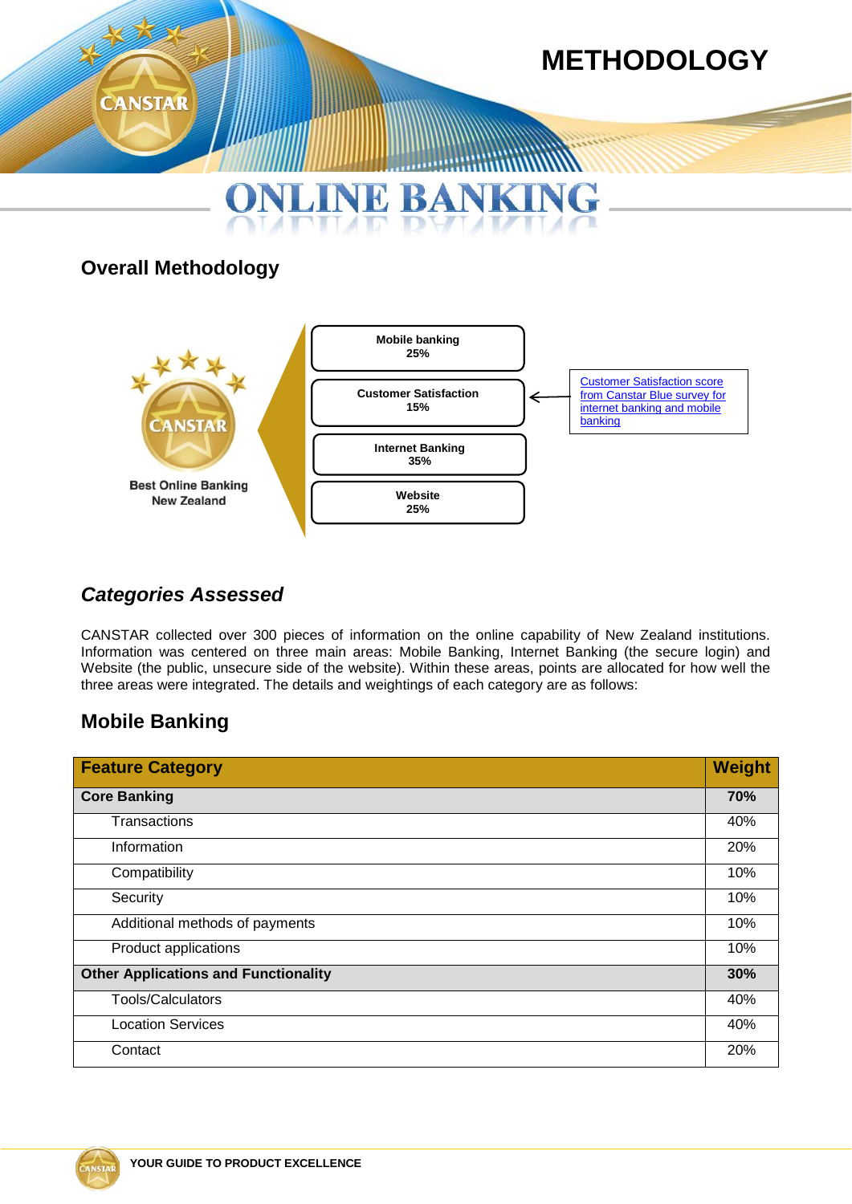# METHODOLOGY

# ONLINE BANKING

## Overall Methodology

Best Online Banking New Zealand

- Mobile banking 25%
- Customer Satisfaction 15%
- Internet Banking 35%
- Website 25%

Customer Satisfaction score from Canstar Blue survey for internet banking and mobile banking

### *Categories Assessed*

CANSTAR collected over 300 pieces of information on the online capability of New Zealand institutions. Information was centered on three main areas: Mobile Banking, Internet Banking (the secure login) and Website (the public, unsecure side of the website). Within these areas, points are allocated for how well the three areas were integrated. The details and weightings of each category are as follows:

## Mobile Banking

| Feature Category | Weight |
|---|---|
| **Core Banking** | **70%** |
| Transactions | 40% |
| Information | 20% |
| Compatibility | 10% |
| Security | 10% |
| Additional methods of payments | 10% |
| Product applications | 10% |
| **Other Applications and Functionality** | **30%** |
| Tools/Calculators | 40% |
| Location Services | 40% |
| Contact | 20% |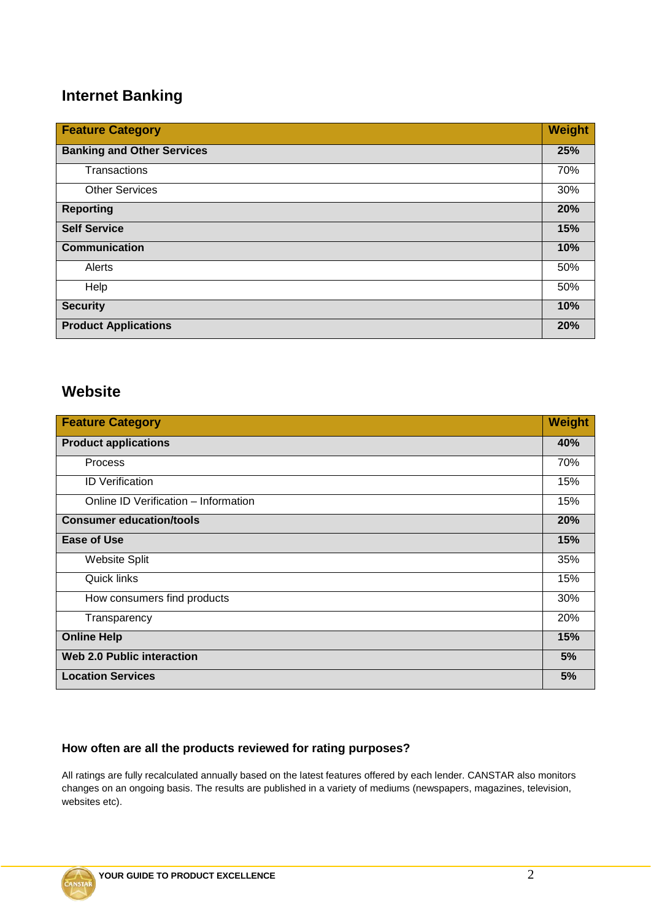## Internet Banking

| Feature Category | Weight |
|---|---|
| **Banking and Other Services** | **25%** |
| Transactions | 70% |
| Other Services | 30% |
| **Reporting** | **20%** |
| **Self Service** | **15%** |
| **Communication** | **10%** |
| Alerts | 50% |
| Help | 50% |
| **Security** | **10%** |
| **Product Applications** | **20%** |

## Website

| Feature Category | Weight |
|---|---|
| **Product applications** | **40%** |
| Process | 70% |
| ID Verification | 15% |
| Online ID Verification – Information | 15% |
| **Consumer education/tools** | **20%** |
| **Ease of Use** | **15%** |
| Website Split | 35% |
| Quick links | 15% |
| How consumers find products | 30% |
| Transparency | 20% |
| **Online Help** | **15%** |
| **Web 2.0 Public interaction** | **5%** |
| **Location Services** | **5%** |

### How often are all the products reviewed for rating purposes?

All ratings are fully recalculated annually based on the latest features offered by each lender. CANSTAR also monitors changes on an ongoing basis. The results are published in a variety of mediums (newspapers, magazines, television, websites etc).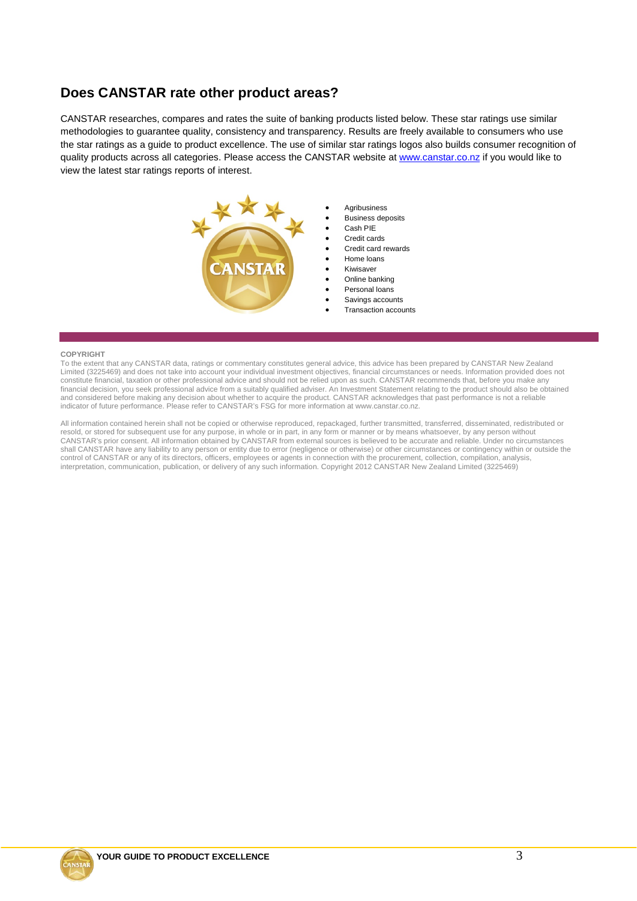## Does CANSTAR rate other product areas?

CANSTAR researches, compares and rates the suite of banking products listed below. These star ratings use similar methodologies to guarantee quality, consistency and transparency. Results are freely available to consumers who use the star ratings as a guide to product excellence. The use of similar star ratings logos also builds consumer recognition of quality products across all categories. Please access the CANSTAR website at [www.canstar.co.nz](http://www.canstar.co.nz) if you would like to view the latest star ratings reports of interest.

- Agribusiness
- Business deposits
- Cash PIE
- Credit cards
- Credit card rewards
- Home loans
- Kiwisaver
- Online banking
- Personal loans
- Savings accounts
- Transaction accounts

**COPYRIGHT**

To the extent that any CANSTAR data, ratings or commentary constitutes general advice, this advice has been prepared by CANSTAR New Zealand Limited (3225469) and does not take into account your individual investment objectives, financial circumstances or needs. Information provided does not constitute financial, taxation or other professional advice and should not be relied upon as such. CANSTAR recommends that, before you make any financial decision, you seek professional advice from a suitably qualified adviser. An Investment Statement relating to the product should also be obtained and considered before making any decision about whether to acquire the product. CANSTAR acknowledges that past performance is not a reliable indicator of future performance. Please refer to CANSTAR's FSG for more information at www.canstar.co.nz.

All information contained herein shall not be copied or otherwise reproduced, repackaged, further transmitted, transferred, disseminated, redistributed or resold, or stored for subsequent use for any purpose, in whole or in part, in any form or manner or by means whatsoever, by any person without CANSTAR's prior consent. All information obtained by CANSTAR from external sources is believed to be accurate and reliable. Under no circumstances shall CANSTAR have any liability to any person or entity due to error (negligence or otherwise) or other circumstances or contingency within or outside the control of CANSTAR or any of its directors, officers, employees or agents in connection with the procurement, collection, compilation, analysis, interpretation, communication, publication, or delivery of any such information. Copyright 2012 CANSTAR New Zealand Limited (3225469)